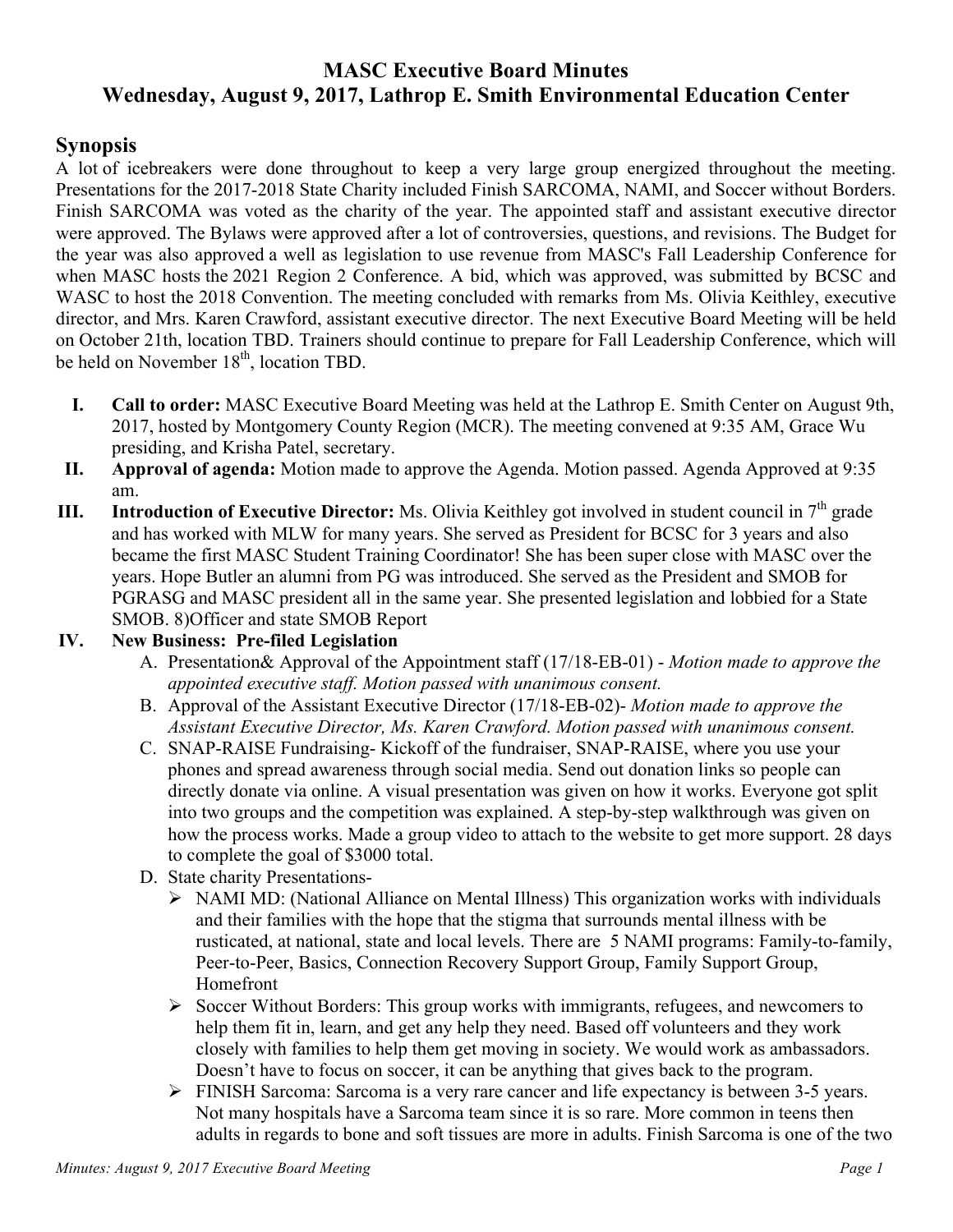# MASC Executive Board Minutes
## Wednesday, August 9, 2017, Lathrop E. Smith Environmental Education Center

## Synopsis

A lot of icebreakers were done throughout to keep a very large group energized throughout the meeting. Presentations for the 2017-2018 State Charity included Finish SARCOMA, NAMI, and Soccer without Borders. Finish SARCOMA was voted as the charity of the year. The appointed staff and assistant executive director were approved. The Bylaws were approved after a lot of controversies, questions, and revisions. The Budget for the year was also approved a well as legislation to use revenue from MASC's Fall Leadership Conference for when MASC hosts the 2021 Region 2 Conference. A bid, which was approved, was submitted by BCSC and WASC to host the 2018 Convention. The meeting concluded with remarks from Ms. Olivia Keithley, executive director, and Mrs. Karen Crawford, assistant executive director. The next Executive Board Meeting will be held on October 21th, location TBD. Trainers should continue to prepare for Fall Leadership Conference, which will be held on November 18th, location TBD.

I. **Call to order:** MASC Executive Board Meeting was held at the Lathrop E. Smith Center on August 9th, 2017, hosted by Montgomery County Region (MCR). The meeting convened at 9:35 AM, Grace Wu presiding, and Krisha Patel, secretary.

II. **Approval of agenda:** Motion made to approve the Agenda. Motion passed. Agenda Approved at 9:35 am.

III. **Introduction of Executive Director:** Ms. Olivia Keithley got involved in student council in 7th grade and has worked with MLW for many years. She served as President for BCSC for 3 years and also became the first MASC Student Training Coordinator! She has been super close with MASC over the years. Hope Butler an alumni from PG was introduced. She served as the President and SMOB for PGRASG and MASC president all in the same year. She presented legislation and lobbied for a State SMOB. 8)Officer and state SMOB Report

IV. **New Business: Pre-filed Legislation**

   A. Presentation& Approval of the Appointment staff (17/18-EB-01) - *Motion made to approve the appointed executive staff. Motion passed with unanimous consent.*

   B. Approval of the Assistant Executive Director (17/18-EB-02)- *Motion made to approve the Assistant Executive Director, Ms. Karen Crawford. Motion passed with unanimous consent.*

   C. SNAP-RAISE Fundraising- Kickoff of the fundraiser, SNAP-RAISE, where you use your phones and spread awareness through social media. Send out donation links so people can directly donate via online. A visual presentation was given on how it works. Everyone got split into two groups and the competition was explained. A step-by-step walkthrough was given on how the process works. Made a group video to attach to the website to get more support. 28 days to complete the goal of $3000 total.

   D. State charity Presentations-

      - NAMI MD: (National Alliance on Mental Illness) This organization works with individuals and their families with the hope that the stigma that surrounds mental illness with be rusticated, at national, state and local levels. There are 5 NAMI programs: Family-to-family, Peer-to-Peer, Basics, Connection Recovery Support Group, Family Support Group, Homefront
      - Soccer Without Borders: This group works with immigrants, refugees, and newcomers to help them fit in, learn, and get any help they need. Based off volunteers and they work closely with families to help them get moving in society. We would work as ambassadors. Doesn't have to focus on soccer, it can be anything that gives back to the program.
      - FINISH Sarcoma: Sarcoma is a very rare cancer and life expectancy is between 3-5 years. Not many hospitals have a Sarcoma team since it is so rare. More common in teens then adults in regards to bone and soft tissues are more in adults. Finish Sarcoma is one of the two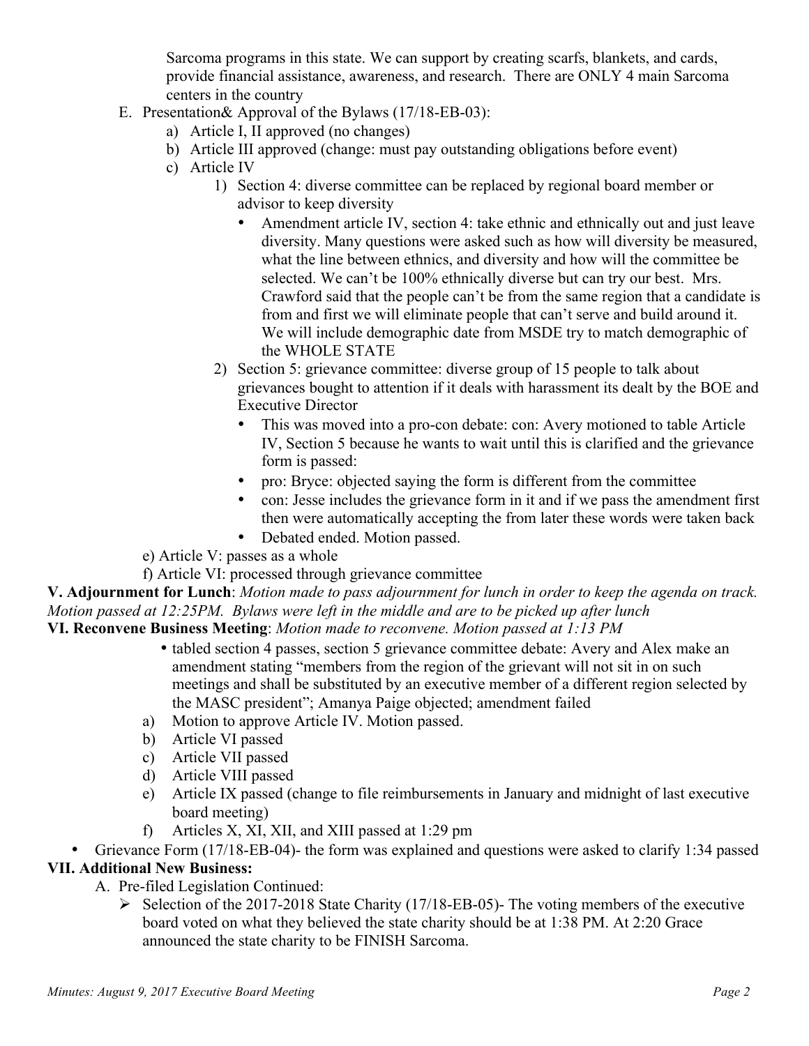Sarcoma programs in this state. We can support by creating scarfs, blankets, and cards, provide financial assistance, awareness, and research. There are ONLY 4 main Sarcoma centers in the country

E. Presentation& Approval of the Bylaws (17/18-EB-03):
   a) Article I, II approved (no changes)
   b) Article III approved (change: must pay outstanding obligations before event)
   c) Article IV
      1) Section 4: diverse committee can be replaced by regional board member or advisor to keep diversity
         - Amendment article IV, section 4: take ethnic and ethnically out and just leave diversity. Many questions were asked such as how will diversity be measured, what the line between ethnics, and diversity and how will the committee be selected. We can't be 100% ethnically diverse but can try our best. Mrs. Crawford said that the people can't be from the same region that a candidate is from and first we will eliminate people that can't serve and build around it. We will include demographic date from MSDE try to match demographic of the WHOLE STATE
      2) Section 5: grievance committee: diverse group of 15 people to talk about grievances bought to attention if it deals with harassment its dealt by the BOE and Executive Director
         - This was moved into a pro-con debate: con: Avery motioned to table Article IV, Section 5 because he wants to wait until this is clarified and the grievance form is passed:
         - pro: Bryce: objected saying the form is different from the committee
         - con: Jesse includes the grievance form in it and if we pass the amendment first then were automatically accepting the from later these words were taken back
         - Debated ended. Motion passed.

   e) Article V: passes as a whole
   f) Article VI: processed through grievance committee

**V. Adjournment for Lunch**: *Motion made to pass adjournment for lunch in order to keep the agenda on track. Motion passed at 12:25PM. Bylaws were left in the middle and are to be picked up after lunch*

**VI. Reconvene Business Meeting**: *Motion made to reconvene. Motion passed at 1:13 PM*

- tabled section 4 passes, section 5 grievance committee debate: Avery and Alex make an amendment stating "members from the region of the grievant will not sit in on such meetings and shall be substituted by an executive member of a different region selected by the MASC president"; Amanya Paige objected; amendment failed

a) Motion to approve Article IV. Motion passed.
b) Article VI passed
c) Article VII passed
d) Article VIII passed
e) Article IX passed (change to file reimbursements in January and midnight of last executive board meeting)
f) Articles X, XI, XII, and XIII passed at 1:29 pm

- Grievance Form (17/18-EB-04)- the form was explained and questions were asked to clarify 1:34 passed

**VII. Additional New Business:**

A. Pre-filed Legislation Continued:
   - Selection of the 2017-2018 State Charity (17/18-EB-05)- The voting members of the executive board voted on what they believed the state charity should be at 1:38 PM. At 2:20 Grace announced the state charity to be FINISH Sarcoma.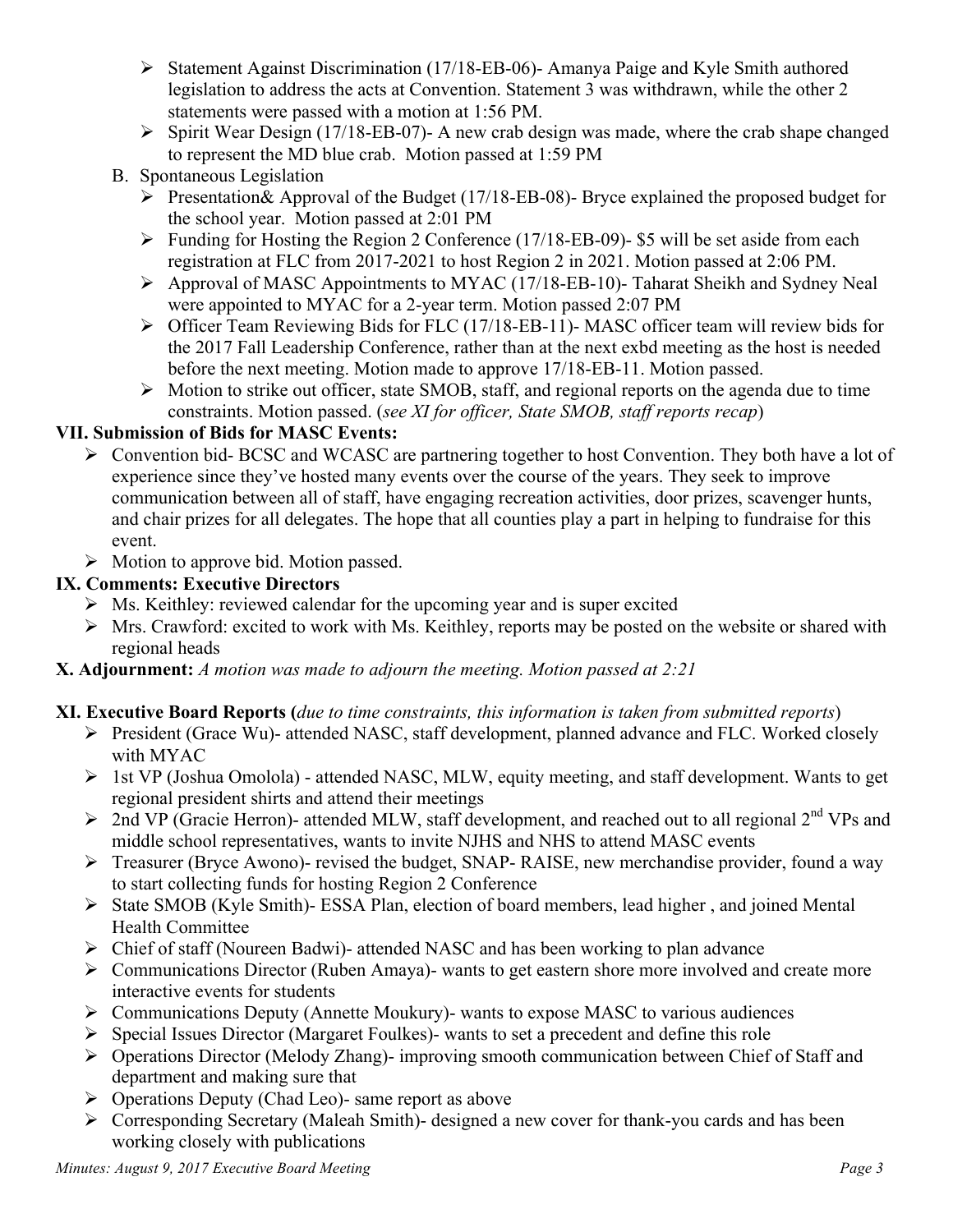- Statement Against Discrimination (17/18-EB-06)- Amanya Paige and Kyle Smith authored legislation to address the acts at Convention. Statement 3 was withdrawn, while the other 2 statements were passed with a motion at 1:56 PM.
- Spirit Wear Design (17/18-EB-07)- A new crab design was made, where the crab shape changed to represent the MD blue crab. Motion passed at 1:59 PM

B. Spontaneous Legislation
- Presentation& Approval of the Budget (17/18-EB-08)- Bryce explained the proposed budget for the school year. Motion passed at 2:01 PM
- Funding for Hosting the Region 2 Conference (17/18-EB-09)- $5 will be set aside from each registration at FLC from 2017-2021 to host Region 2 in 2021. Motion passed at 2:06 PM.
- Approval of MASC Appointments to MYAC (17/18-EB-10)- Taharat Sheikh and Sydney Neal were appointed to MYAC for a 2-year term. Motion passed 2:07 PM
- Officer Team Reviewing Bids for FLC (17/18-EB-11)- MASC officer team will review bids for the 2017 Fall Leadership Conference, rather than at the next exbd meeting as the host is needed before the next meeting. Motion made to approve 17/18-EB-11. Motion passed.
- Motion to strike out officer, state SMOB, staff, and regional reports on the agenda due to time constraints. Motion passed. (*see XI for officer, State SMOB, staff reports recap*)

**VII. Submission of Bids for MASC Events:**
- Convention bid- BCSC and WCASC are partnering together to host Convention. They both have a lot of experience since they've hosted many events over the course of the years. They seek to improve communication between all of staff, have engaging recreation activities, door prizes, scavenger hunts, and chair prizes for all delegates. The hope that all counties play a part in helping to fundraise for this event.
- Motion to approve bid. Motion passed.

**IX. Comments: Executive Directors**
- Ms. Keithley: reviewed calendar for the upcoming year and is super excited
- Mrs. Crawford: excited to work with Ms. Keithley, reports may be posted on the website or shared with regional heads

**X. Adjournment:** *A motion was made to adjourn the meeting. Motion passed at 2:21*

**XI. Executive Board Reports (***due to time constraints, this information is taken from submitted reports***)**
- President (Grace Wu)- attended NASC, staff development, planned advance and FLC. Worked closely with MYAC
- 1st VP (Joshua Omolola) - attended NASC, MLW, equity meeting, and staff development. Wants to get regional president shirts and attend their meetings
- 2nd VP (Gracie Herron)- attended MLW, staff development, and reached out to all regional 2nd VPs and middle school representatives, wants to invite NJHS and NHS to attend MASC events
- Treasurer (Bryce Awono)- revised the budget, SNAP- RAISE, new merchandise provider, found a way to start collecting funds for hosting Region 2 Conference
- State SMOB (Kyle Smith)- ESSA Plan, election of board members, lead higher , and joined Mental Health Committee
- Chief of staff (Noureen Badwi)- attended NASC and has been working to plan advance
- Communications Director (Ruben Amaya)- wants to get eastern shore more involved and create more interactive events for students
- Communications Deputy (Annette Moukury)- wants to expose MASC to various audiences
- Special Issues Director (Margaret Foulkes)- wants to set a precedent and define this role
- Operations Director (Melody Zhang)- improving smooth communication between Chief of Staff and department and making sure that
- Operations Deputy (Chad Leo)- same report as above
- Corresponding Secretary (Maleah Smith)- designed a new cover for thank-you cards and has been working closely with publications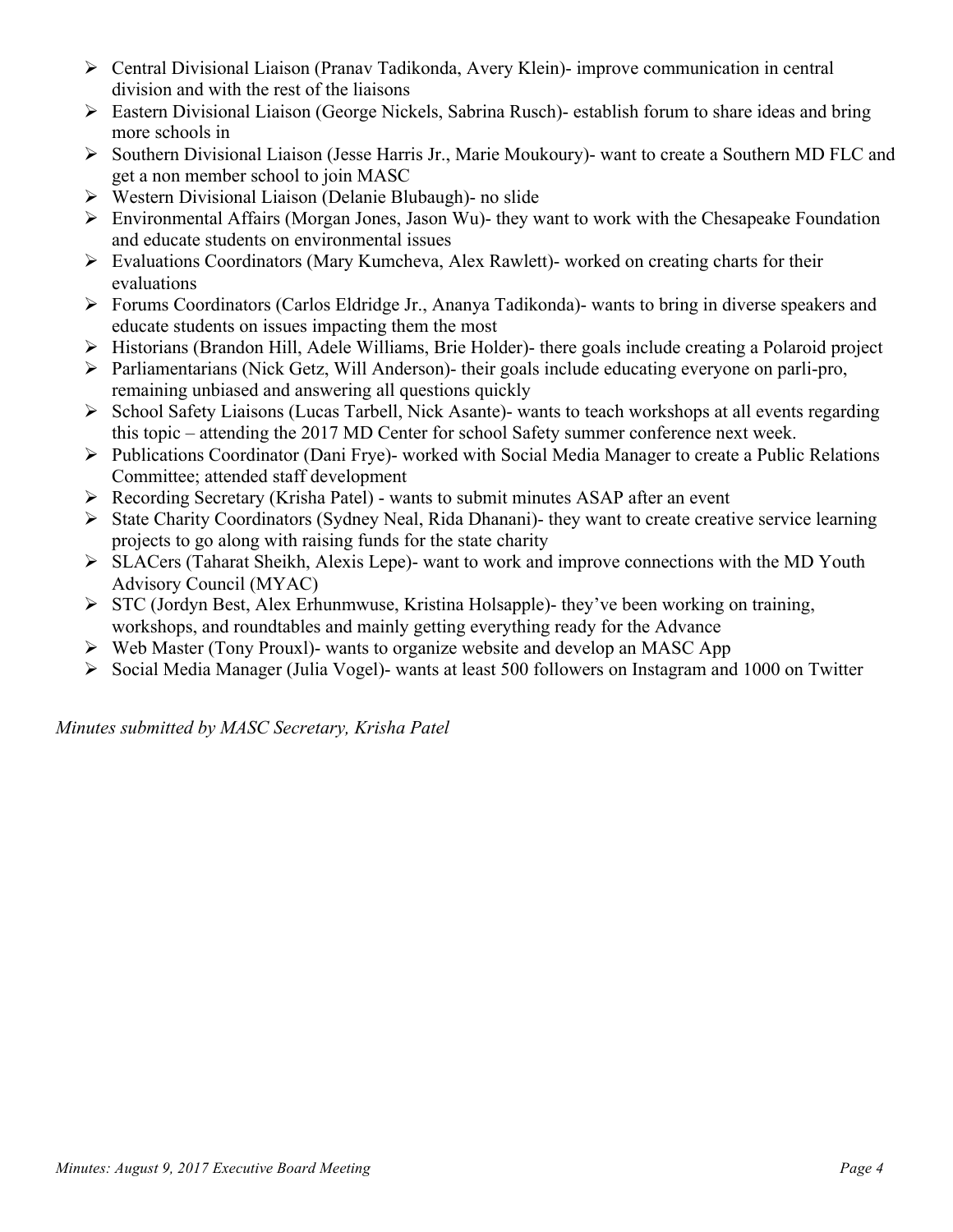- Central Divisional Liaison (Pranav Tadikonda, Avery Klein)- improve communication in central division and with the rest of the liaisons
- Eastern Divisional Liaison (George Nickels, Sabrina Rusch)- establish forum to share ideas and bring more schools in
- Southern Divisional Liaison (Jesse Harris Jr., Marie Moukoury)- want to create a Southern MD FLC and get a non member school to join MASC
- Western Divisional Liaison (Delanie Blubaugh)- no slide
- Environmental Affairs (Morgan Jones, Jason Wu)- they want to work with the Chesapeake Foundation and educate students on environmental issues
- Evaluations Coordinators (Mary Kumcheva, Alex Rawlett)- worked on creating charts for their evaluations
- Forums Coordinators (Carlos Eldridge Jr., Ananya Tadikonda)- wants to bring in diverse speakers and educate students on issues impacting them the most
- Historians (Brandon Hill, Adele Williams, Brie Holder)- there goals include creating a Polaroid project
- Parliamentarians (Nick Getz, Will Anderson)- their goals include educating everyone on parli-pro, remaining unbiased and answering all questions quickly
- School Safety Liaisons (Lucas Tarbell, Nick Asante)- wants to teach workshops at all events regarding this topic – attending the 2017 MD Center for school Safety summer conference next week.
- Publications Coordinator (Dani Frye)- worked with Social Media Manager to create a Public Relations Committee; attended staff development
- Recording Secretary (Krisha Patel) - wants to submit minutes ASAP after an event
- State Charity Coordinators (Sydney Neal, Rida Dhanani)- they want to create creative service learning projects to go along with raising funds for the state charity
- SLACers (Taharat Sheikh, Alexis Lepe)- want to work and improve connections with the MD Youth Advisory Council (MYAC)
- STC (Jordyn Best, Alex Erhunmwuse, Kristina Holsapple)- they've been working on training, workshops, and roundtables and mainly getting everything ready for the Advance
- Web Master (Tony Prouxl)- wants to organize website and develop an MASC App
- Social Media Manager (Julia Vogel)- wants at least 500 followers on Instagram and 1000 on Twitter

*Minutes submitted by MASC Secretary, Krisha Patel*